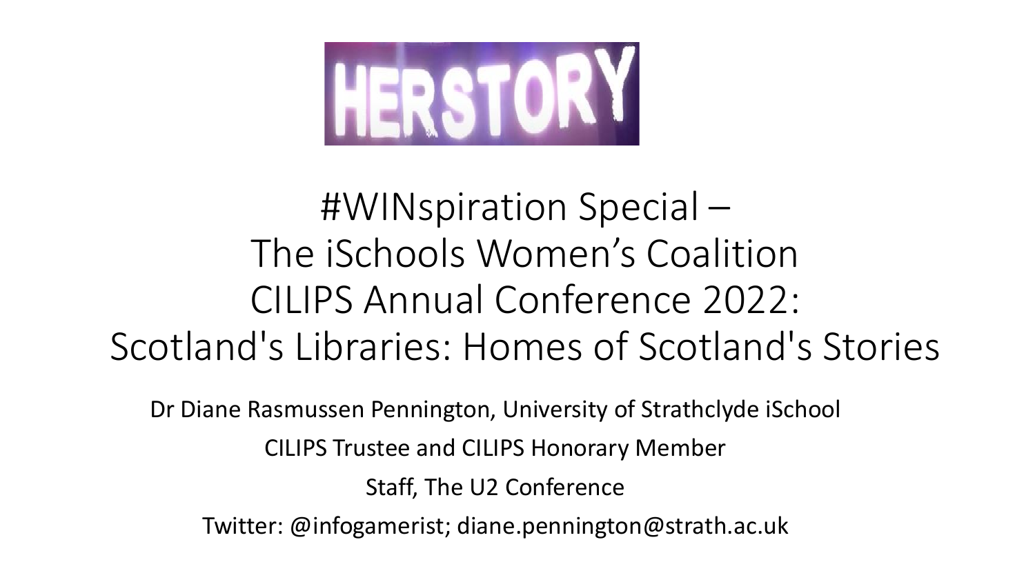HERSTORY

# #WINspiration Special – The iSchools Women's Coalition CILIPS Annual Conference 2022: Scotland's Libraries: Homes of Scotland's Stories

Dr Diane Rasmussen Pennington, University of Strathclyde iSchool

CILIPS Trustee and CILIPS Honorary Member

Staff, The U2 Conference

Twitter: @infogamerist; diane.pennington@strath.ac.uk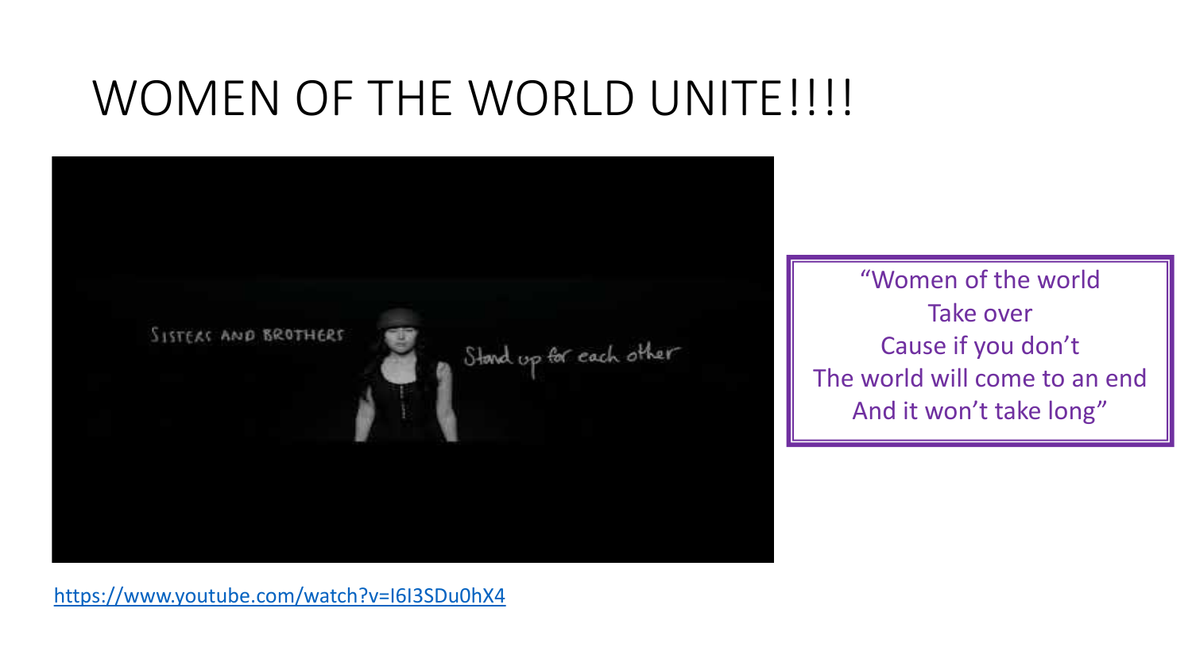# WOMEN OF THE WORLD UNITE!!!!

https://www.youtube.com/watch?v=I6I3SDu0hX4

"Women of the world
Take over
Cause if you don't
The world will come to an end
And it won't take long"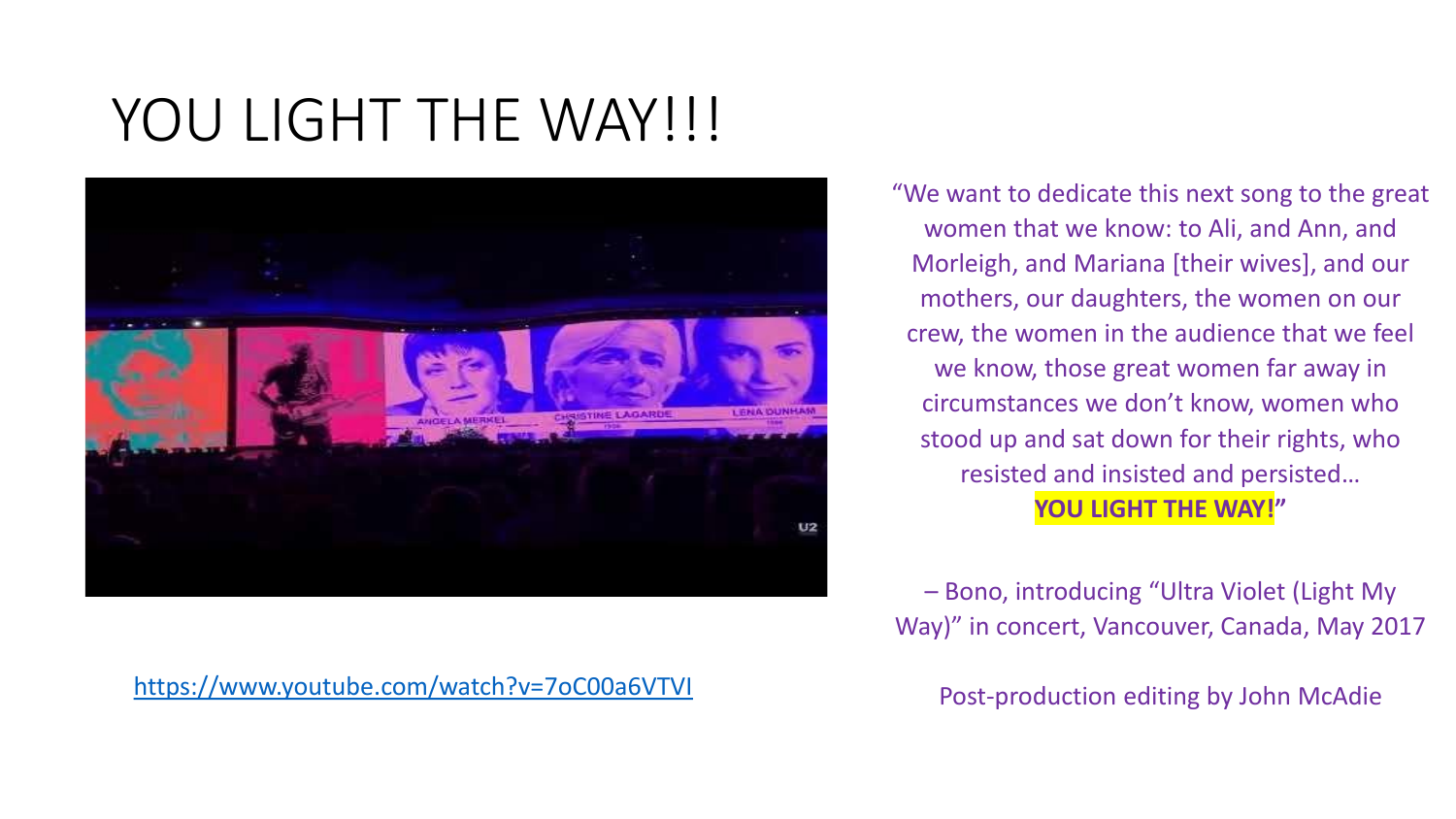# YOU LIGHT THE WAY!!!

https://www.youtube.com/watch?v=7oC00a6VTVI

"We want to dedicate this next song to the great women that we know: to Ali, and Ann, and Morleigh, and Mariana [their wives], and our mothers, our daughters, the women on our crew, the women in the audience that we feel we know, those great women far away in circumstances we don't know, women who stood up and sat down for their rights, who resisted and insisted and persisted… **YOU LIGHT THE WAY!**"

– Bono, introducing "Ultra Violet (Light My Way)" in concert, Vancouver, Canada, May 2017

Post-production editing by John McAdie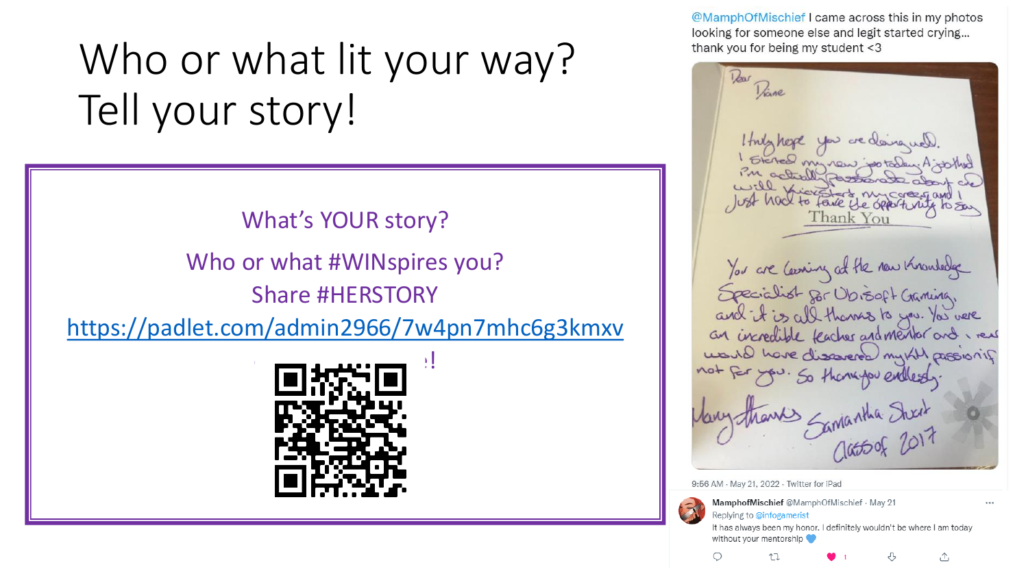# Who or what lit your way? Tell your story!

What's YOUR story?

Who or what #WINspires you?

Share #HERSTORY

https://padlet.com/admin2966/7w4pn7mhc6g3kmxv

!

@MamphOfMischief I came across this in my photos looking for someone else and legit started crying... thank you for being my student <3

Dear Diane

I truly hope you are doing well. I started my new job today. A job that I'm actually passionate about and will kickstart my career, and I just had to have the opportunity to say

Thank You

You are looking at the new Knowledge Specialist for Ubisoft Gaming, and it is all thanks to you. You were an incredible teacher and mentor and I never would have discovered my KM passion if not for you. So thank you endlessly.

Many thanks Samantha Short Class of 2017

9:56 AM · May 21, 2022 · Twitter for iPad

MamphofMischief @MamphOfMischief · May 21

Replying to @intogamerist

It has always been my honor. I definitely wouldn't be where I am today without your mentorship 💙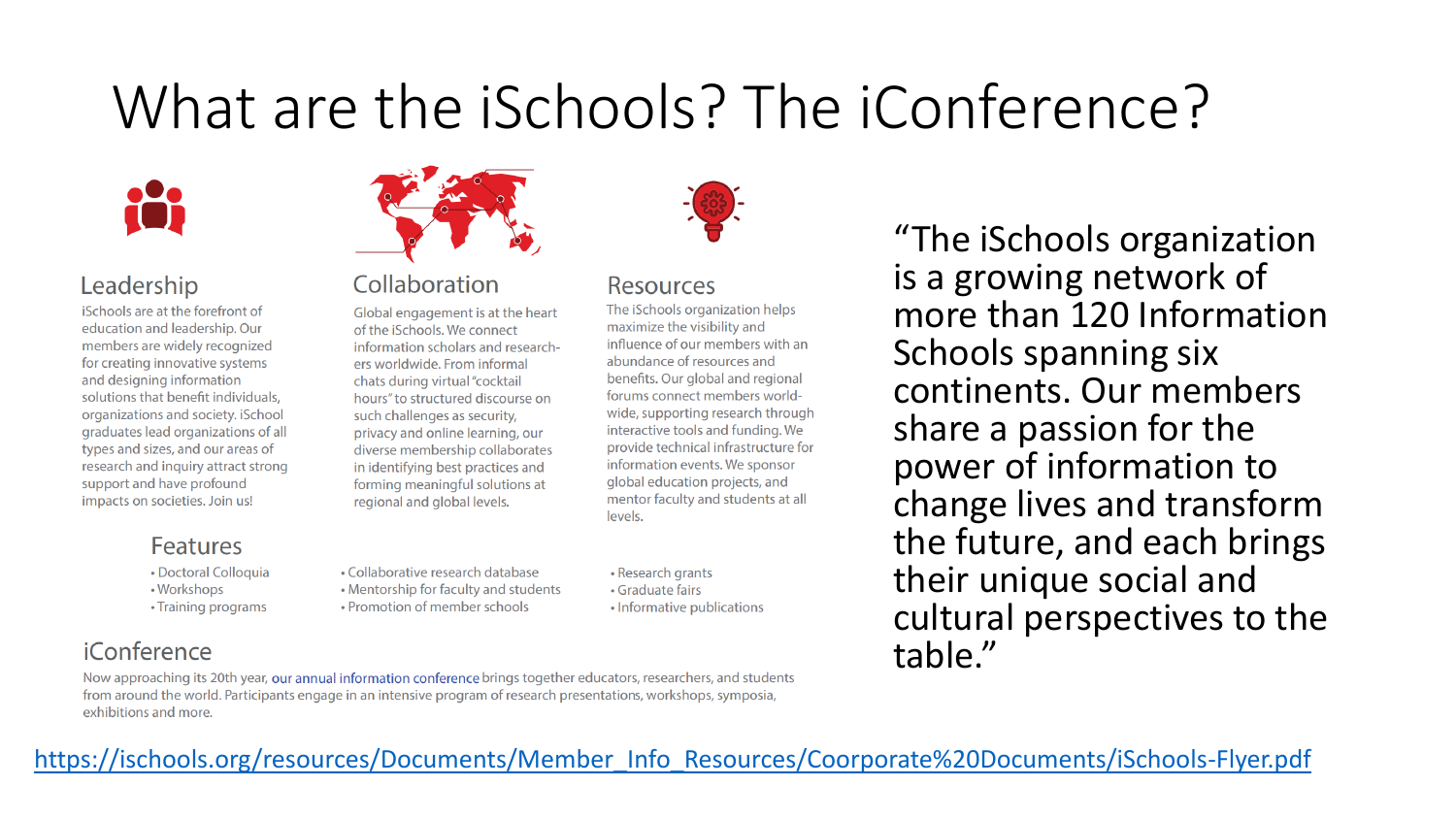# What are the iSchools? The iConference?

## Leadership

iSchools are at the forefront of education and leadership. Our members are widely recognized for creating innovative systems and designing information solutions that benefit individuals, organizations and society. iSchool graduates lead organizations of all types and sizes, and our areas of research and inquiry attract strong support and have profound impacts on societies. Join us!

## Collaboration

Global engagement is at the heart of the iSchools. We connect information scholars and researchers worldwide. From informal chats during virtual "cocktail hours" to structured discourse on such challenges as security, privacy and online learning, our diverse membership collaborates in identifying best practices and forming meaningful solutions at regional and global levels.

## Resources

The iSchools organization helps maximize the visibility and influence of our members with an abundance of resources and benefits. Our global and regional forums connect members worldwide, supporting research through interactive tools and funding. We provide technical infrastructure for information events. We sponsor global education projects, and mentor faculty and students at all levels.

## Features

- Doctoral Colloquia
- Workshops
- Training programs
- Collaborative research database
- Mentorship for faculty and students
- Promotion of member schools
- Research grants
- Graduate fairs
- Informative publications

## iConference

Now approaching its 20th year, our annual information conference brings together educators, researchers, and students from around the world. Participants engage in an intensive program of research presentations, workshops, symposia, exhibitions and more.

"The iSchools organization is a growing network of more than 120 Information Schools spanning six continents. Our members share a passion for the power of information to change lives and transform the future, and each brings their unique social and cultural perspectives to the table."

https://ischools.org/resources/Documents/Member_Info_Resources/Coorporate%20Documents/iSchools-Flyer.pdf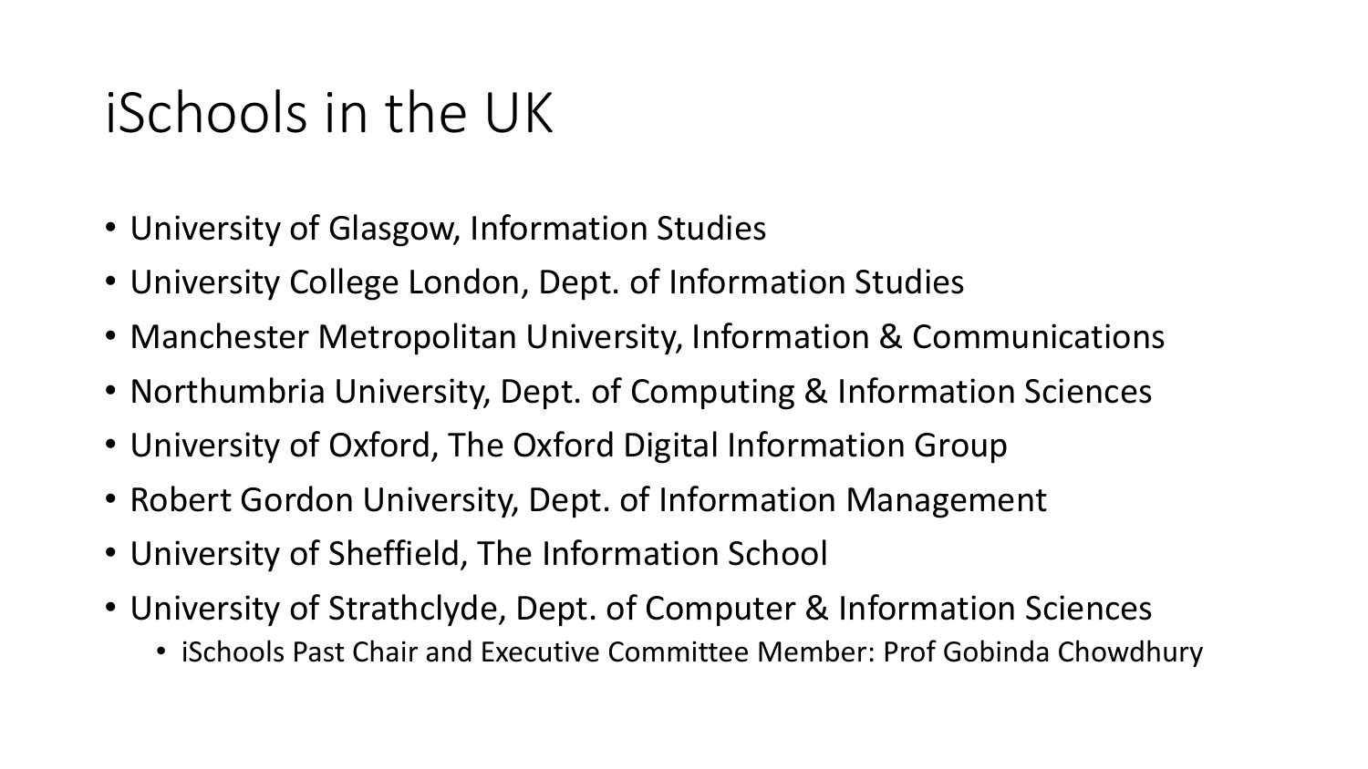# iSchools in the UK

- University of Glasgow, Information Studies
- University College London, Dept. of Information Studies
- Manchester Metropolitan University, Information & Communications
- Northumbria University, Dept. of Computing & Information Sciences
- University of Oxford, The Oxford Digital Information Group
- Robert Gordon University, Dept. of Information Management
- University of Sheffield, The Information School
- University of Strathclyde, Dept. of Computer & Information Sciences
  - iSchools Past Chair and Executive Committee Member: Prof Gobinda Chowdhury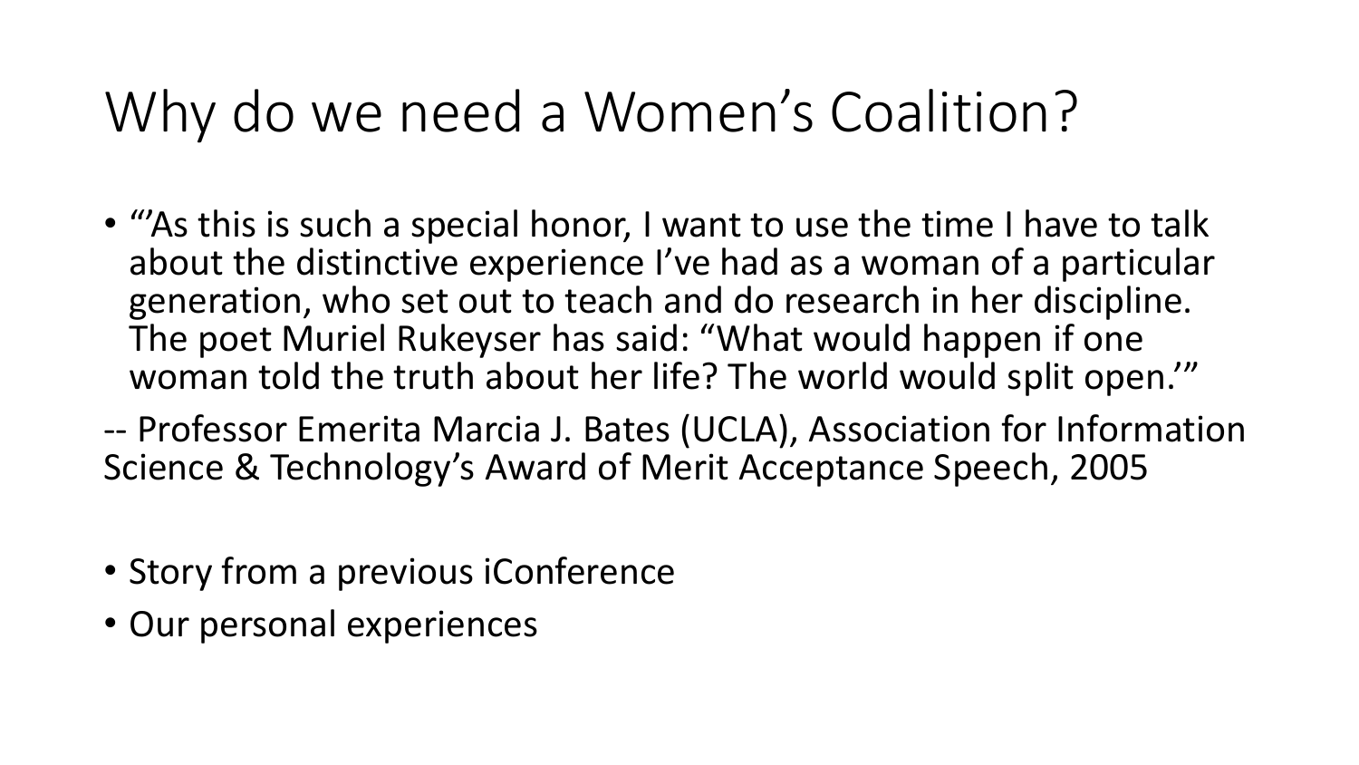# Why do we need a Women's Coalition?

- "'As this is such a special honor, I want to use the time I have to talk about the distinctive experience I've had as a woman of a particular generation, who set out to teach and do research in her discipline. The poet Muriel Rukeyser has said: "What would happen if one woman told the truth about her life? The world would split open.'"

-- Professor Emerita Marcia J. Bates (UCLA), Association for Information Science & Technology's Award of Merit Acceptance Speech, 2005

- Story from a previous iConference
- Our personal experiences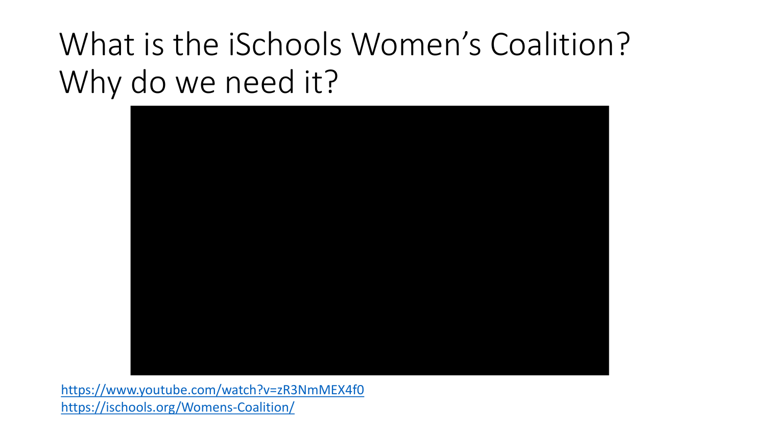# What is the iSchools Women's Coalition? Why do we need it?

https://www.youtube.com/watch?v=zR3NmMEX4f0
https://ischools.org/Womens-Coalition/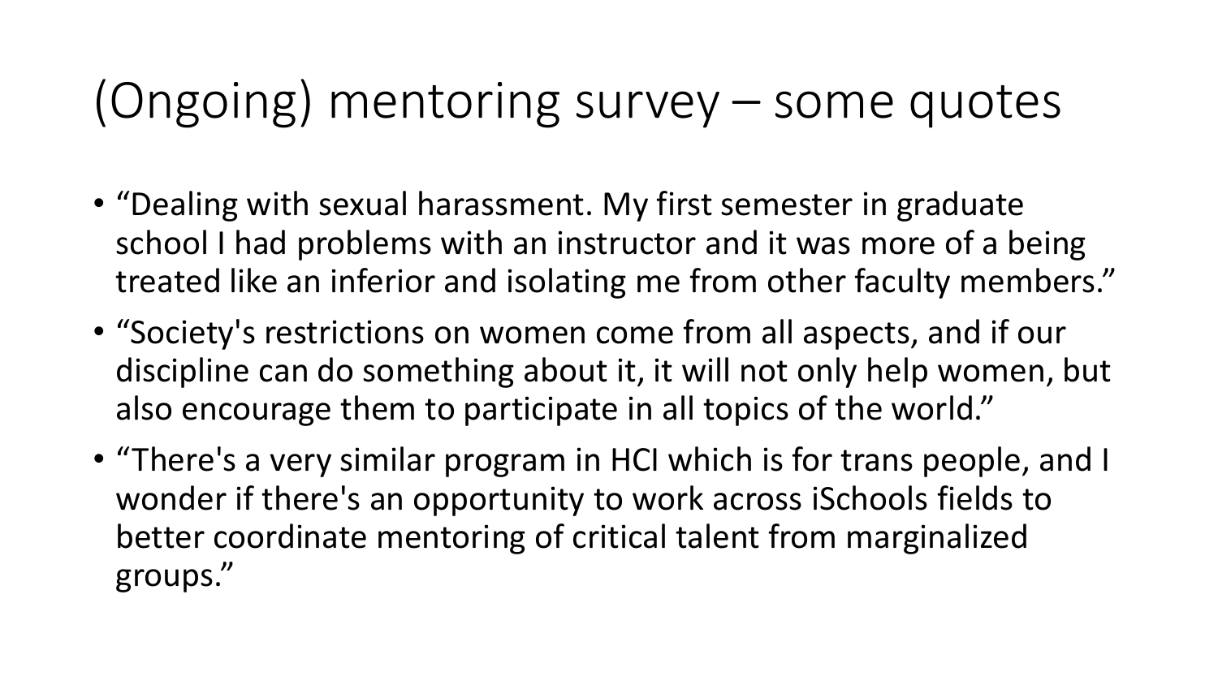# (Ongoing) mentoring survey – some quotes

- "Dealing with sexual harassment. My first semester in graduate school I had problems with an instructor and it was more of a being treated like an inferior and isolating me from other faculty members."
- "Society's restrictions on women come from all aspects, and if our discipline can do something about it, it will not only help women, but also encourage them to participate in all topics of the world."
- "There's a very similar program in HCI which is for trans people, and I wonder if there's an opportunity to work across iSchools fields to better coordinate mentoring of critical talent from marginalized groups."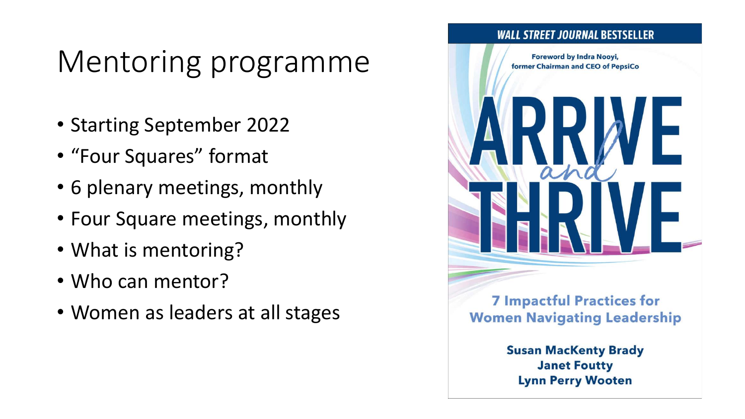# Mentoring programme

- Starting September 2022
- "Four Squares" format
- 6 plenary meetings, monthly
- Four Square meetings, monthly
- What is mentoring?
- Who can mentor?
- Women as leaders at all stages

WALL STREET JOURNAL BESTSELLER

Foreword by Indra Nooyi, former Chairman and CEO of PepsiCo

ARRIVE and THRIVE

7 Impactful Practices for Women Navigating Leadership

Susan MacKenty Brady
Janet Foutty
Lynn Perry Wooten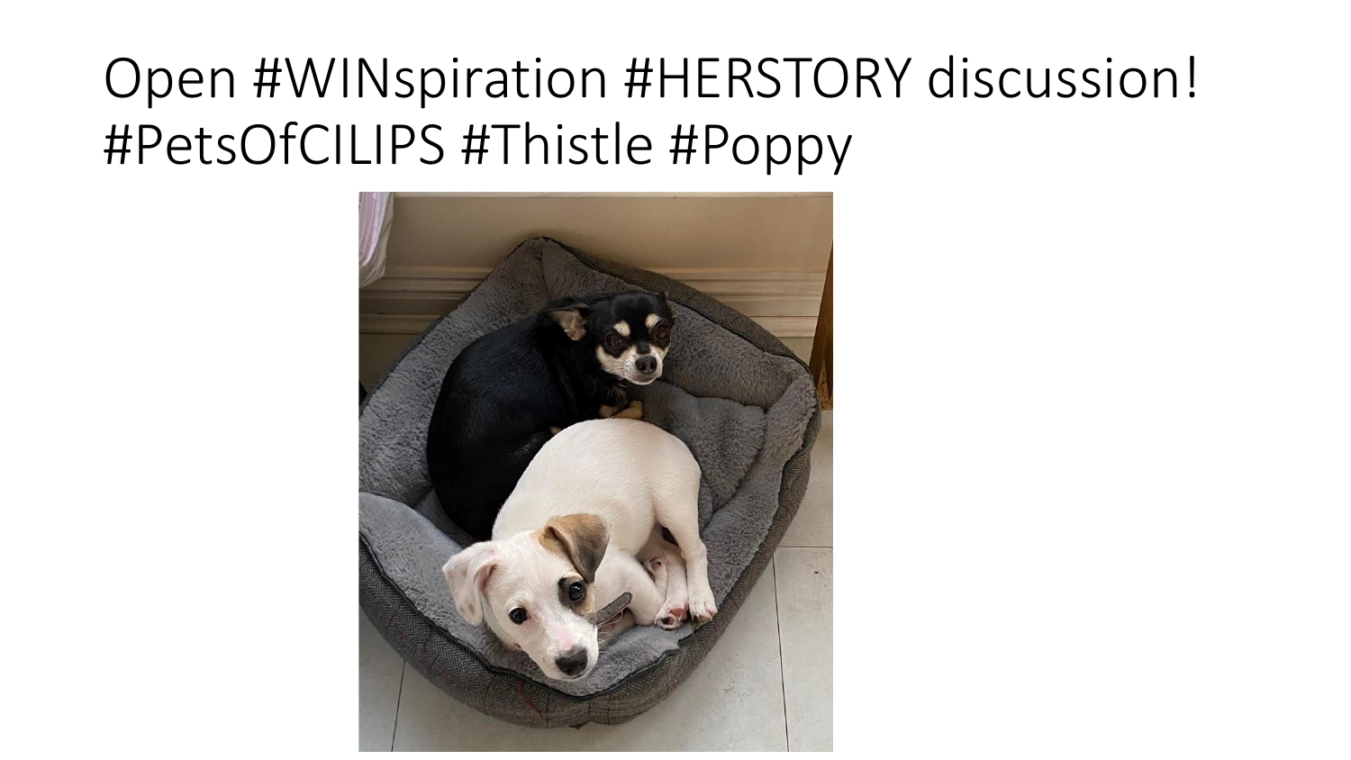# Open #WINspiration #HERSTORY discussion! #PetsOfCILIPS #Thistle #Poppy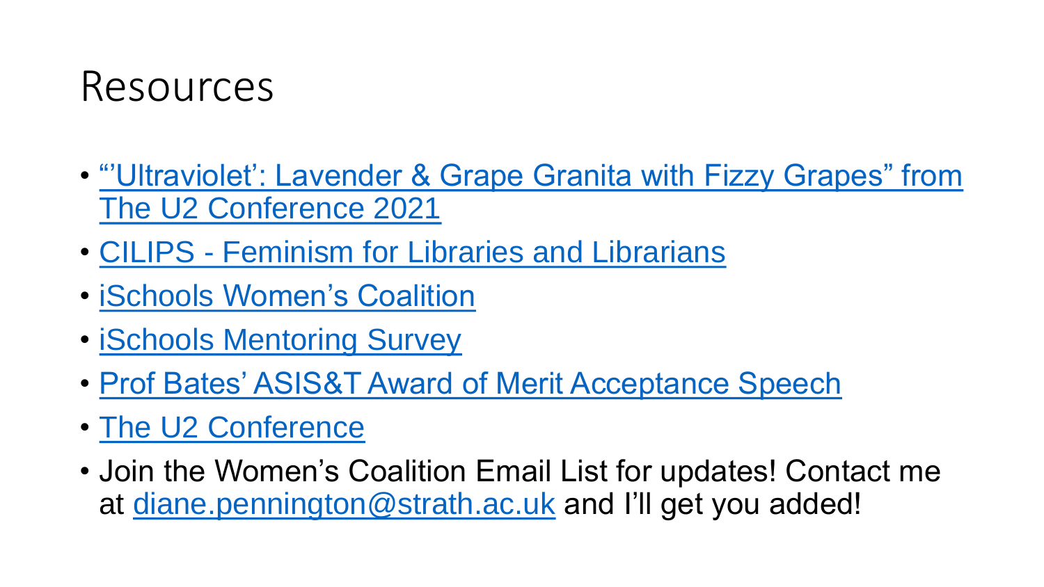# Resources

- “’Ultraviolet’: Lavender & Grape Granita with Fizzy Grapes” from The U2 Conference 2021
- CILIPS - Feminism for Libraries and Librarians
- iSchools Women’s Coalition
- iSchools Mentoring Survey
- Prof Bates’ ASIS&T Award of Merit Acceptance Speech
- The U2 Conference
- Join the Women’s Coalition Email List for updates! Contact me at diane.pennington@strath.ac.uk and I’ll get you added!